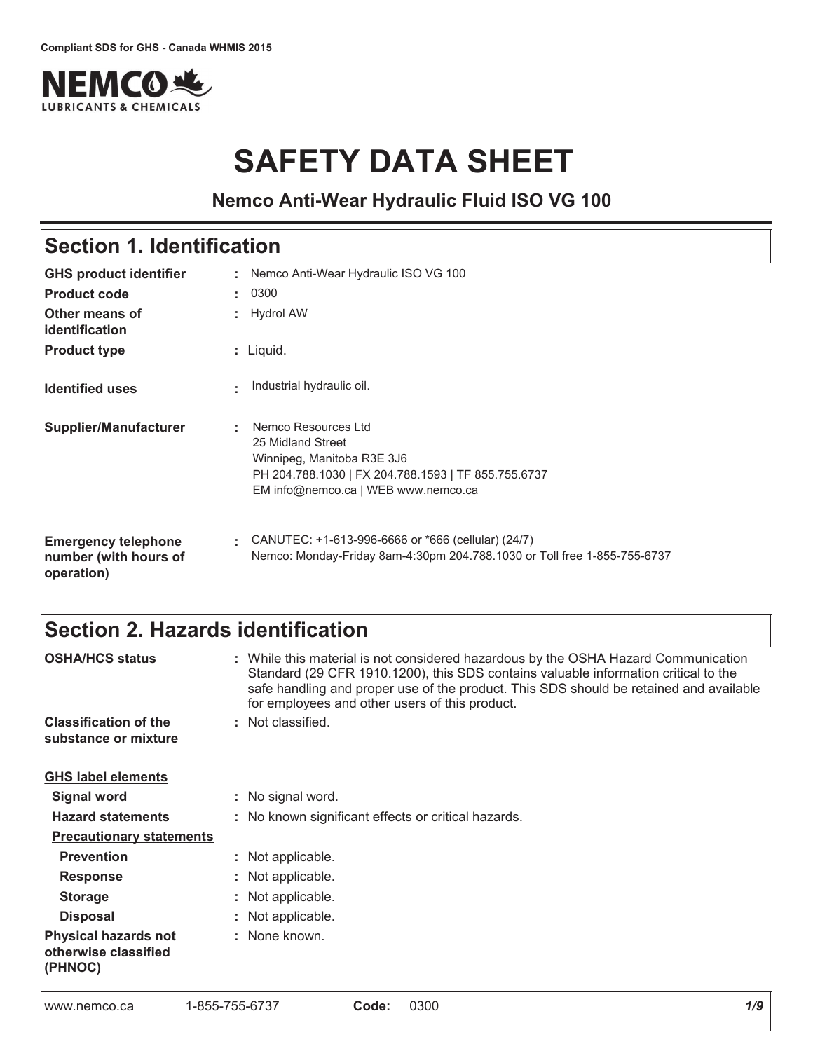Compliant SDS for GHS - Canada WHMIS 2015

NEMCO LUBRICANTS & CHEMICALS

# SAFETY DATA SHEET

**Nemco Anti-Wear Hydraulic Fluid ISO VG 100**

## Section 1. Identification

| | |
|---|---|
| **GHS product identifier** | : Nemco Anti-Wear Hydraulic ISO VG 100 |
| **Product code** | : 0300 |
| **Other means of identification** | : Hydrol AW |
| **Product type** | : Liquid. |
| **Identified uses** | : Industrial hydraulic oil. |
| **Supplier/Manufacturer** | : Nemco Resources Ltd<br>25 Midland Street<br>Winnipeg, Manitoba R3E 3J6<br>PH 204.788.1030 \| FX 204.788.1593 \| TF 855.755.6737<br>EM info@nemco.ca \| WEB www.nemco.ca |
| **Emergency telephone number (with hours of operation)** | : CANUTEC: +1-613-996-6666 or *666 (cellular) (24/7)<br>Nemco: Monday-Friday 8am-4:30pm 204.788.1030 or Toll free 1-855-755-6737 |

## Section 2. Hazards identification

| | |
|---|---|
| **OSHA/HCS status** | : While this material is not considered hazardous by the OSHA Hazard Communication Standard (29 CFR 1910.1200), this SDS contains valuable information critical to the safe handling and proper use of the product. This SDS should be retained and available for employees and other users of this product. |
| **Classification of the substance or mixture** | : Not classified. |

**GHS label elements**

| | |
|---|---|
| **Signal word** | : No signal word. |
| **Hazard statements** | : No known significant effects or critical hazards. |

**Precautionary statements**

| | |
|---|---|
| **Prevention** | : Not applicable. |
| **Response** | : Not applicable. |
| **Storage** | : Not applicable. |
| **Disposal** | : Not applicable. |
| **Physical hazards not otherwise classified (PHNOC)** | : None known. |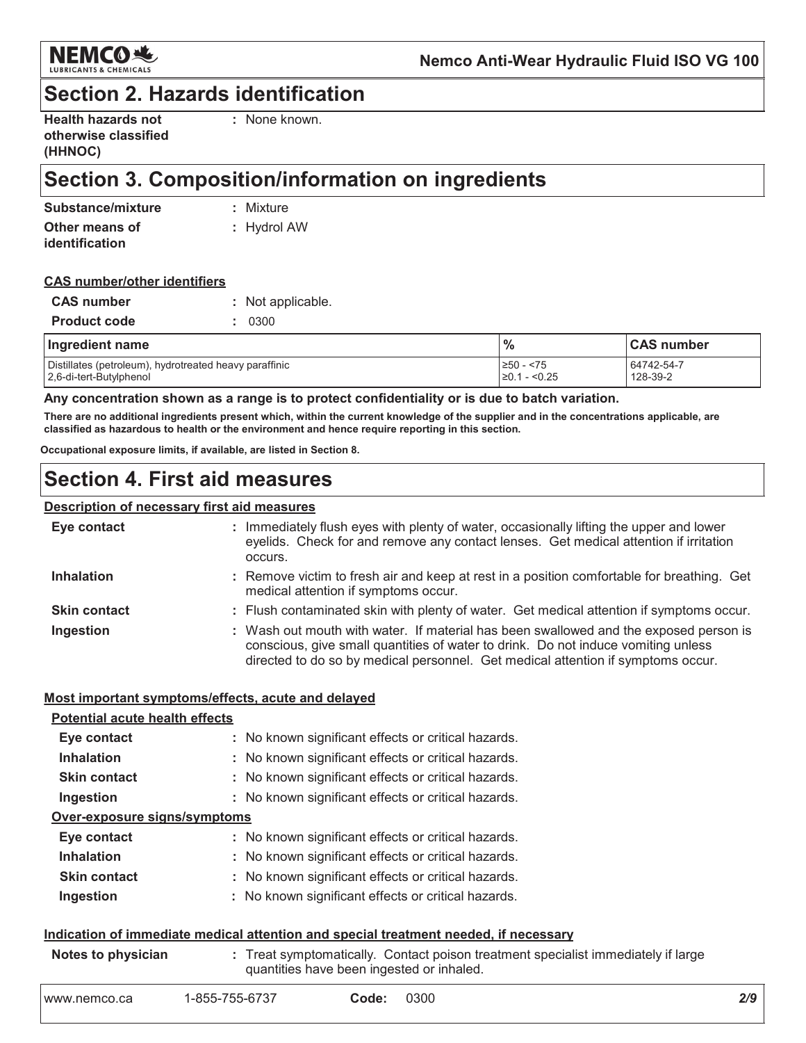## Section 2. Hazards identification

**Health hazards not otherwise classified (HHNOC)** : None known.

## Section 3. Composition/information on ingredients

**Substance/mixture** : Mixture

**Other means of identification** : Hydrol AW

**CAS number/other identifiers**

**CAS number** : Not applicable.

**Product code** : 0300

| Ingredient name | % | CAS number |
|---|---|---|
| Distillates (petroleum), hydrotreated heavy paraffinic | ≥50 - <75 | 64742-54-7 |
| 2,6-di-tert-Butylphenol | ≥0.1 - <0.25 | 128-39-2 |

**Any concentration shown as a range is to protect confidentiality or is due to batch variation.**

**There are no additional ingredients present which, within the current knowledge of the supplier and in the concentrations applicable, are classified as hazardous to health or the environment and hence require reporting in this section.**

**Occupational exposure limits, if available, are listed in Section 8.**

## Section 4. First aid measures

**Description of necessary first aid measures**

**Eye contact** : Immediately flush eyes with plenty of water, occasionally lifting the upper and lower eyelids. Check for and remove any contact lenses. Get medical attention if irritation occurs.

**Inhalation** : Remove victim to fresh air and keep at rest in a position comfortable for breathing. Get medical attention if symptoms occur.

**Skin contact** : Flush contaminated skin with plenty of water. Get medical attention if symptoms occur.

**Ingestion** : Wash out mouth with water. If material has been swallowed and the exposed person is conscious, give small quantities of water to drink. Do not induce vomiting unless directed to do so by medical personnel. Get medical attention if symptoms occur.

**Most important symptoms/effects, acute and delayed**

**Potential acute health effects**

**Eye contact** : No known significant effects or critical hazards.

**Inhalation** : No known significant effects or critical hazards.

**Skin contact** : No known significant effects or critical hazards.

**Ingestion** : No known significant effects or critical hazards.

**Over-exposure signs/symptoms**

**Eye contact** : No known significant effects or critical hazards.

**Inhalation** : No known significant effects or critical hazards.

**Skin contact** : No known significant effects or critical hazards.

**Ingestion** : No known significant effects or critical hazards.

**Indication of immediate medical attention and special treatment needed, if necessary**

**Notes to physician** : Treat symptomatically. Contact poison treatment specialist immediately if large quantities have been ingested or inhaled.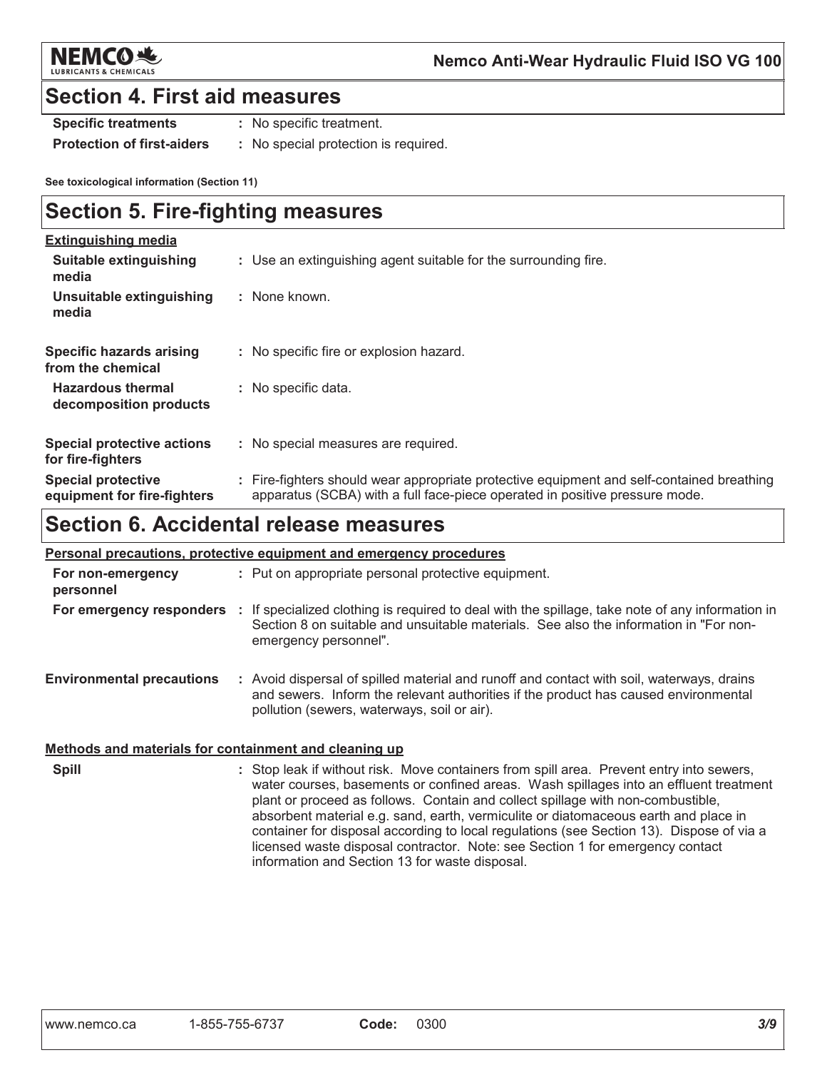## Section 4. First aid measures

| | |
|---|---|
| **Specific treatments** | : No specific treatment. |
| **Protection of first-aiders** | : No special protection is required. |

**See toxicological information (Section 11)**

## Section 5. Fire-fighting measures

**Extinguishing media**

| | |
|---|---|
| **Suitable extinguishing media** | : Use an extinguishing agent suitable for the surrounding fire. |
| **Unsuitable extinguishing media** | : None known. |
| **Specific hazards arising from the chemical** | : No specific fire or explosion hazard. |
| **Hazardous thermal decomposition products** | : No specific data. |
| **Special protective actions for fire-fighters** | : No special measures are required. |
| **Special protective equipment for fire-fighters** | : Fire-fighters should wear appropriate protective equipment and self-contained breathing apparatus (SCBA) with a full face-piece operated in positive pressure mode. |

## Section 6. Accidental release measures

**Personal precautions, protective equipment and emergency procedures**

| | |
|---|---|
| **For non-emergency personnel** | : Put on appropriate personal protective equipment. |
| **For emergency responders** | : If specialized clothing is required to deal with the spillage, take note of any information in Section 8 on suitable and unsuitable materials. See also the information in "For non-emergency personnel". |
| **Environmental precautions** | : Avoid dispersal of spilled material and runoff and contact with soil, waterways, drains and sewers. Inform the relevant authorities if the product has caused environmental pollution (sewers, waterways, soil or air). |

**Methods and materials for containment and cleaning up**

| | |
|---|---|
| **Spill** | : Stop leak if without risk. Move containers from spill area. Prevent entry into sewers, water courses, basements or confined areas. Wash spillages into an effluent treatment plant or proceed as follows. Contain and collect spillage with non-combustible, absorbent material e.g. sand, earth, vermiculite or diatomaceous earth and place in container for disposal according to local regulations (see Section 13). Dispose of via a licensed waste disposal contractor. Note: see Section 1 for emergency contact information and Section 13 for waste disposal. |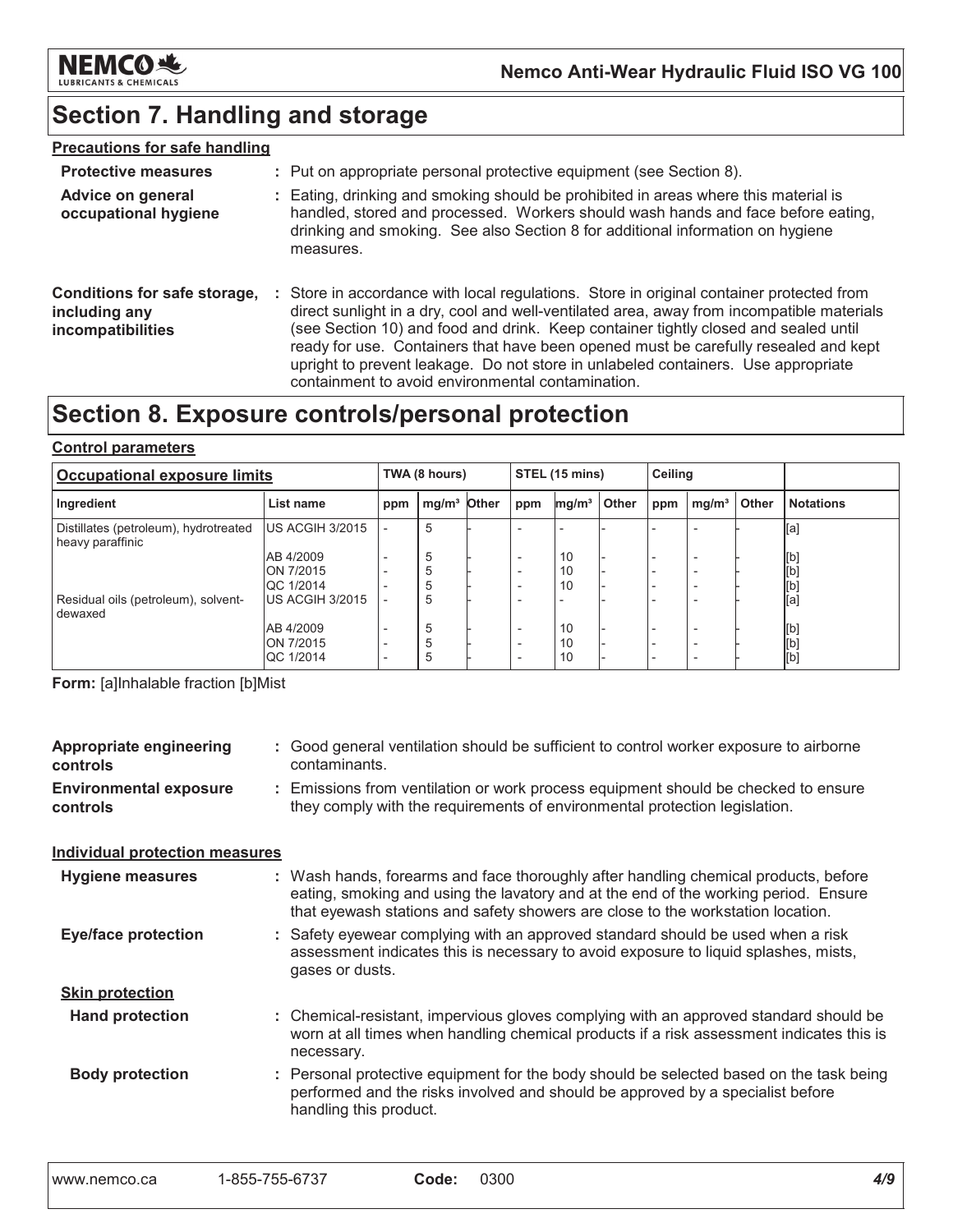# Section 7. Handling and storage

**Precautions for safe handling**

**Protective measures** : Put on appropriate personal protective equipment (see Section 8).

**Advice on general occupational hygiene** : Eating, drinking and smoking should be prohibited in areas where this material is handled, stored and processed. Workers should wash hands and face before eating, drinking and smoking. See also Section 8 for additional information on hygiene measures.

**Conditions for safe storage, including any incompatibilities** : Store in accordance with local regulations. Store in original container protected from direct sunlight in a dry, cool and well-ventilated area, away from incompatible materials (see Section 10) and food and drink. Keep container tightly closed and sealed until ready for use. Containers that have been opened must be carefully resealed and kept upright to prevent leakage. Do not store in unlabeled containers. Use appropriate containment to avoid environmental contamination.

# Section 8. Exposure controls/personal protection

**Control parameters**

| Occupational exposure limits | | TWA (8 hours) | | | STEL (15 mins) | | | Ceiling | | | |
|---|---|---|---|---|---|---|---|---|---|---|---|
| Ingredient | List name | ppm | mg/m³ | Other | ppm | mg/m³ | Other | ppm | mg/m³ | Other | Notations |
| Distillates (petroleum), hydrotreated heavy paraffinic | US ACGIH 3/2015 | - | 5 | - | - | - | - | - | - | - | [a] |
| | AB 4/2009 | - | 5 | - | - | 10 | - | - | - | - | [b] |
| | ON 7/2015 | - | 5 | - | - | 10 | - | - | - | - | [b] |
| | QC 1/2014 | - | 5 | - | - | 10 | - | - | - | - | [b] |
| Residual oils (petroleum), solvent-dewaxed | US ACGIH 3/2015 | - | 5 | - | - | - | - | - | - | - | [a] |
| | AB 4/2009 | - | 5 | - | - | 10 | - | - | - | - | [b] |
| | ON 7/2015 | - | 5 | - | - | 10 | - | - | - | - | [b] |
| | QC 1/2014 | - | 5 | - | - | 10 | - | - | - | - | [b] |

**Form:** [a]Inhalable fraction [b]Mist

**Appropriate engineering controls** : Good general ventilation should be sufficient to control worker exposure to airborne contaminants.

**Environmental exposure controls** : Emissions from ventilation or work process equipment should be checked to ensure they comply with the requirements of environmental protection legislation.

**Individual protection measures**

**Hygiene measures** : Wash hands, forearms and face thoroughly after handling chemical products, before eating, smoking and using the lavatory and at the end of the working period. Ensure that eyewash stations and safety showers are close to the workstation location.

**Eye/face protection** : Safety eyewear complying with an approved standard should be used when a risk assessment indicates this is necessary to avoid exposure to liquid splashes, mists, gases or dusts.

**Skin protection**

**Hand protection** : Chemical-resistant, impervious gloves complying with an approved standard should be worn at all times when handling chemical products if a risk assessment indicates this is necessary.

**Body protection** : Personal protective equipment for the body should be selected based on the task being performed and the risks involved and should be approved by a specialist before handling this product.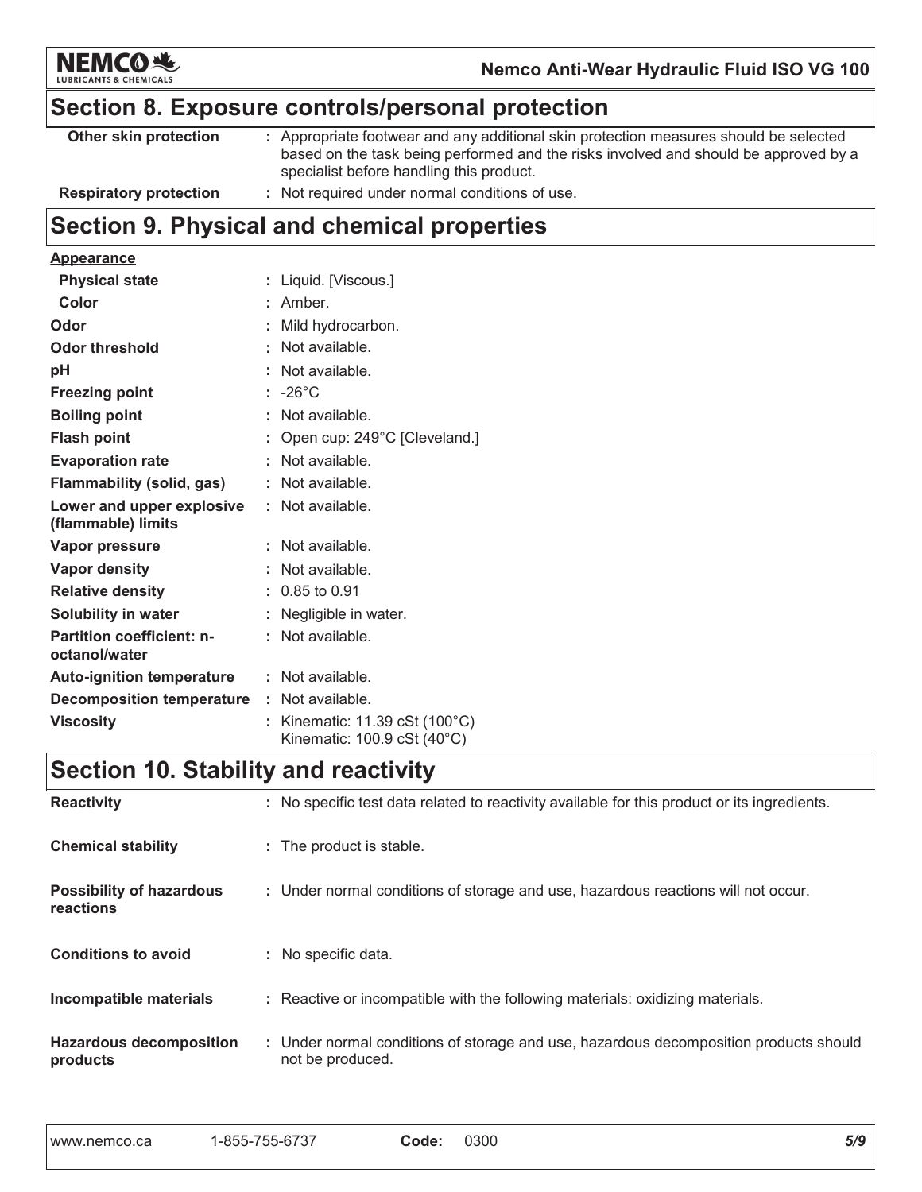## Section 8. Exposure controls/personal protection

| | |
|---|---|
| **Other skin protection** | : Appropriate footwear and any additional skin protection measures should be selected based on the task being performed and the risks involved and should be approved by a specialist before handling this product. |
| **Respiratory protection** | : Not required under normal conditions of use. |

## Section 9. Physical and chemical properties

**Appearance**

| | |
|---|---|
| **Physical state** | : Liquid. [Viscous.] |
| **Color** | : Amber. |
| **Odor** | : Mild hydrocarbon. |
| **Odor threshold** | : Not available. |
| **pH** | : Not available. |
| **Freezing point** | : -26°C |
| **Boiling point** | : Not available. |
| **Flash point** | : Open cup: 249°C [Cleveland.] |
| **Evaporation rate** | : Not available. |
| **Flammability (solid, gas)** | : Not available. |
| **Lower and upper explosive (flammable) limits** | : Not available. |
| **Vapor pressure** | : Not available. |
| **Vapor density** | : Not available. |
| **Relative density** | : 0.85 to 0.91 |
| **Solubility in water** | : Negligible in water. |
| **Partition coefficient: n-octanol/water** | : Not available. |
| **Auto-ignition temperature** | : Not available. |
| **Decomposition temperature** | : Not available. |
| **Viscosity** | : Kinematic: 11.39 cSt (100°C)<br>Kinematic: 100.9 cSt (40°C) |

## Section 10. Stability and reactivity

| | |
|---|---|
| **Reactivity** | : No specific test data related to reactivity available for this product or its ingredients. |
| **Chemical stability** | : The product is stable. |
| **Possibility of hazardous reactions** | : Under normal conditions of storage and use, hazardous reactions will not occur. |
| **Conditions to avoid** | : No specific data. |
| **Incompatible materials** | : Reactive or incompatible with the following materials: oxidizing materials. |
| **Hazardous decomposition products** | : Under normal conditions of storage and use, hazardous decomposition products should not be produced. |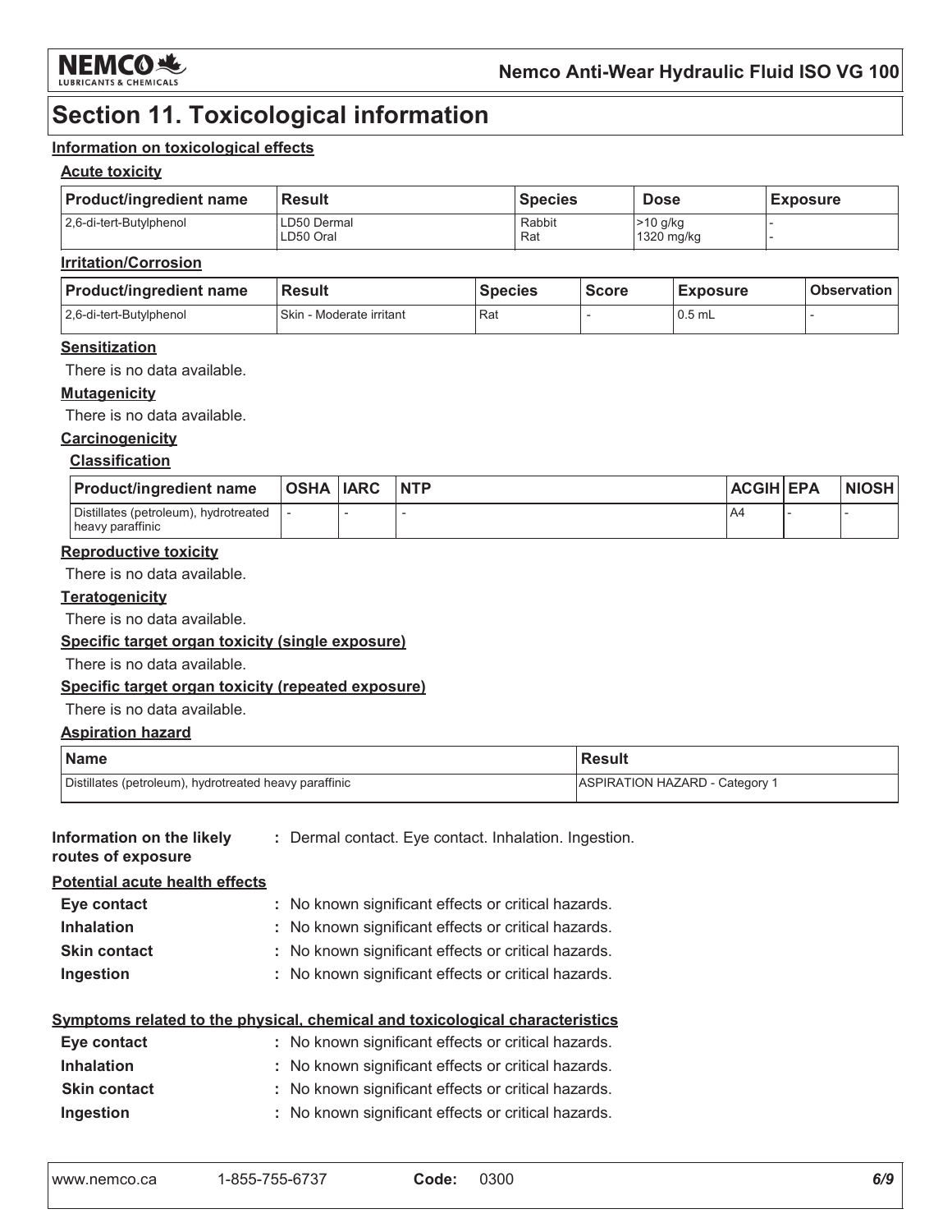# Section 11. Toxicological information

## Information on toxicological effects

### Acute toxicity

| Product/ingredient name | Result | Species | Dose | Exposure |
|---|---|---|---|---|
| 2,6-di-tert-Butylphenol | LD50 Dermal<br>LD50 Oral | Rabbit<br>Rat | >10 g/kg<br>1320 mg/kg | -<br>- |

### Irritation/Corrosion

| Product/ingredient name | Result | Species | Score | Exposure | Observation |
|---|---|---|---|---|---|
| 2,6-di-tert-Butylphenol | Skin - Moderate irritant | Rat | - | 0.5 mL | - |

### Sensitization

There is no data available.

### Mutagenicity

There is no data available.

### Carcinogenicity

#### Classification

| Product/ingredient name | OSHA | IARC | NTP | ACGIH | EPA | NIOSH |
|---|---|---|---|---|---|---|
| Distillates (petroleum), hydrotreated heavy paraffinic | - | - | - | A4 | - | - |

### Reproductive toxicity

There is no data available.

### Teratogenicity

There is no data available.

### Specific target organ toxicity (single exposure)

There is no data available.

### Specific target organ toxicity (repeated exposure)

There is no data available.

### Aspiration hazard

| Name | Result |
|---|---|
| Distillates (petroleum), hydrotreated heavy paraffinic | ASPIRATION HAZARD - Category 1 |

**Information on the likely routes of exposure** : Dermal contact. Eye contact. Inhalation. Ingestion.

### Potential acute health effects

**Eye contact** : No known significant effects or critical hazards.

**Inhalation** : No known significant effects or critical hazards.

**Skin contact** : No known significant effects or critical hazards.

**Ingestion** : No known significant effects or critical hazards.

### Symptoms related to the physical, chemical and toxicological characteristics

**Eye contact** : No known significant effects or critical hazards.

**Inhalation** : No known significant effects or critical hazards.

**Skin contact** : No known significant effects or critical hazards.

**Ingestion** : No known significant effects or critical hazards.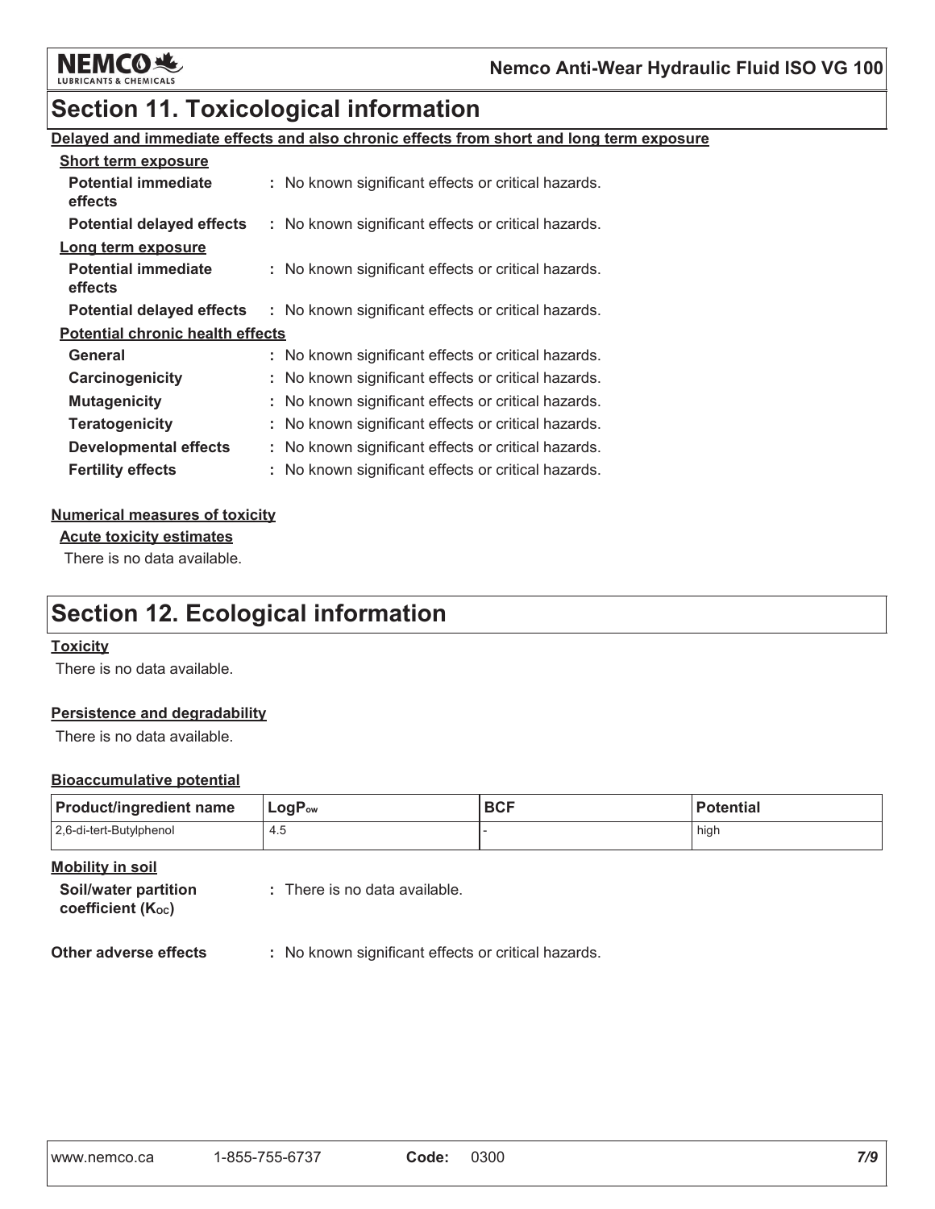## Section 11. Toxicological information

**Delayed and immediate effects and also chronic effects from short and long term exposure**

**Short term exposure**

| | |
|---|---|
| **Potential immediate effects** | : No known significant effects or critical hazards. |
| **Potential delayed effects** | : No known significant effects or critical hazards. |

**Long term exposure**

| | |
|---|---|
| **Potential immediate effects** | : No known significant effects or critical hazards. |
| **Potential delayed effects** | : No known significant effects or critical hazards. |

**Potential chronic health effects**

| | |
|---|---|
| **General** | : No known significant effects or critical hazards. |
| **Carcinogenicity** | : No known significant effects or critical hazards. |
| **Mutagenicity** | : No known significant effects or critical hazards. |
| **Teratogenicity** | : No known significant effects or critical hazards. |
| **Developmental effects** | : No known significant effects or critical hazards. |
| **Fertility effects** | : No known significant effects or critical hazards. |

**Numerical measures of toxicity**

**Acute toxicity estimates**

There is no data available.

## Section 12. Ecological information

**Toxicity**

There is no data available.

**Persistence and degradability**

There is no data available.

**Bioaccumulative potential**

| Product/ingredient name | $LogP_{ow}$ | BCF | Potential |
|---|---|---|---|
| 2,6-di-tert-Butylphenol | 4.5 | - | high |

**Mobility in soil**

**Soil/water partition coefficient ($K_{OC}$)** : There is no data available.

**Other adverse effects** : No known significant effects or critical hazards.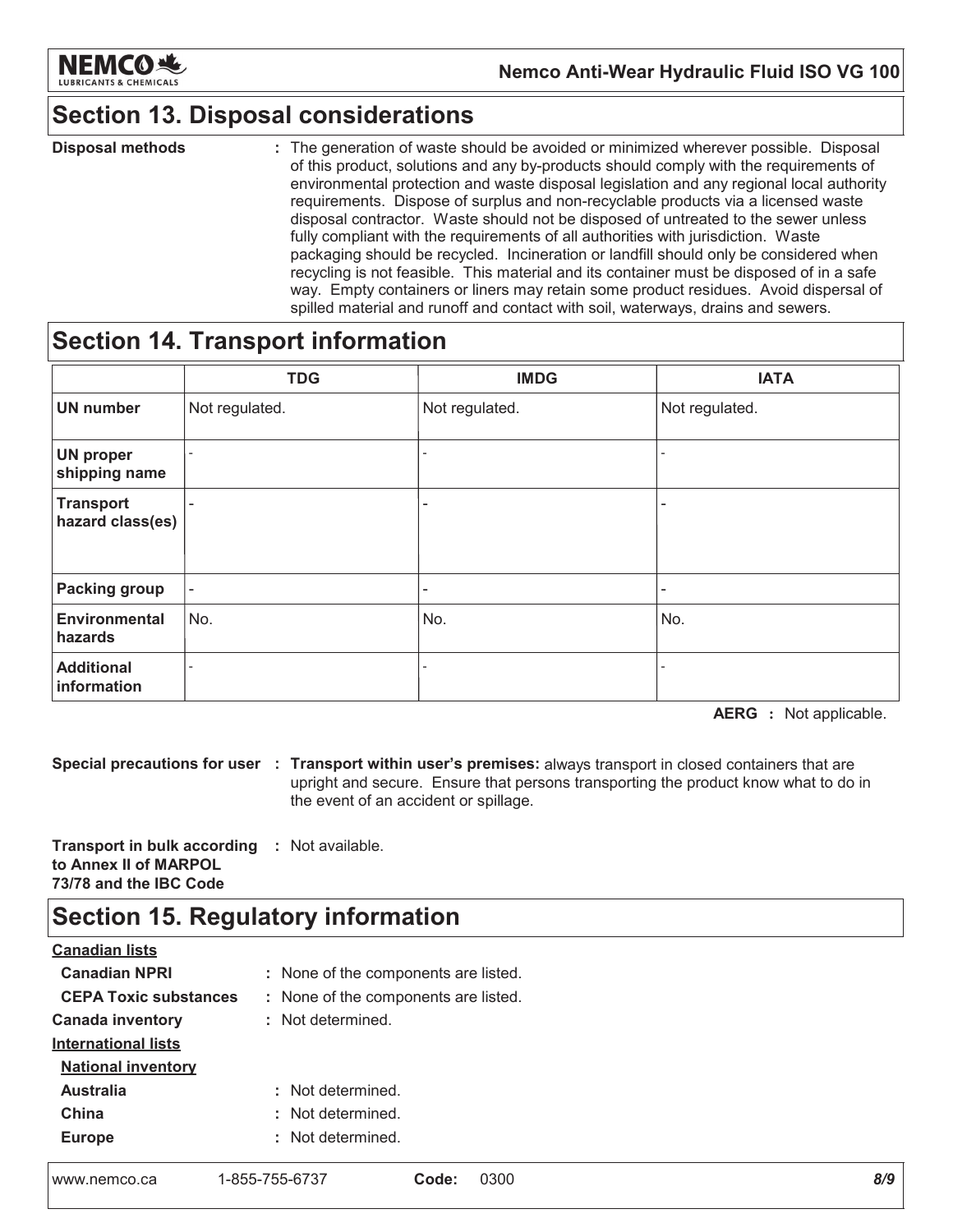## Section 13. Disposal considerations

**Disposal methods** : The generation of waste should be avoided or minimized wherever possible. Disposal of this product, solutions and any by-products should comply with the requirements of environmental protection and waste disposal legislation and any regional local authority requirements. Dispose of surplus and non-recyclable products via a licensed waste disposal contractor. Waste should not be disposed of untreated to the sewer unless fully compliant with the requirements of all authorities with jurisdiction. Waste packaging should be recycled. Incineration or landfill should only be considered when recycling is not feasible. This material and its container must be disposed of in a safe way. Empty containers or liners may retain some product residues. Avoid dispersal of spilled material and runoff and contact with soil, waterways, drains and sewers.

## Section 14. Transport information

| | TDG | IMDG | IATA |
|---|---|---|---|
| **UN number** | Not regulated. | Not regulated. | Not regulated. |
| **UN proper shipping name** | - | - | - |
| **Transport hazard class(es)** | - | - | - |
| **Packing group** | - | - | - |
| **Environmental hazards** | No. | No. | No. |
| **Additional information** | - | - | - |

**AERG** : Not applicable.

**Special precautions for user** : **Transport within user's premises:** always transport in closed containers that are upright and secure. Ensure that persons transporting the product know what to do in the event of an accident or spillage.

**Transport in bulk according to Annex II of MARPOL 73/78 and the IBC Code** : Not available.

## Section 15. Regulatory information

**Canadian lists**

**Canadian NPRI** : None of the components are listed.

**CEPA Toxic substances** : None of the components are listed.

**Canada inventory** : Not determined.

**International lists**

**National inventory**

**Australia** : Not determined.

**China** : Not determined.

**Europe** : Not determined.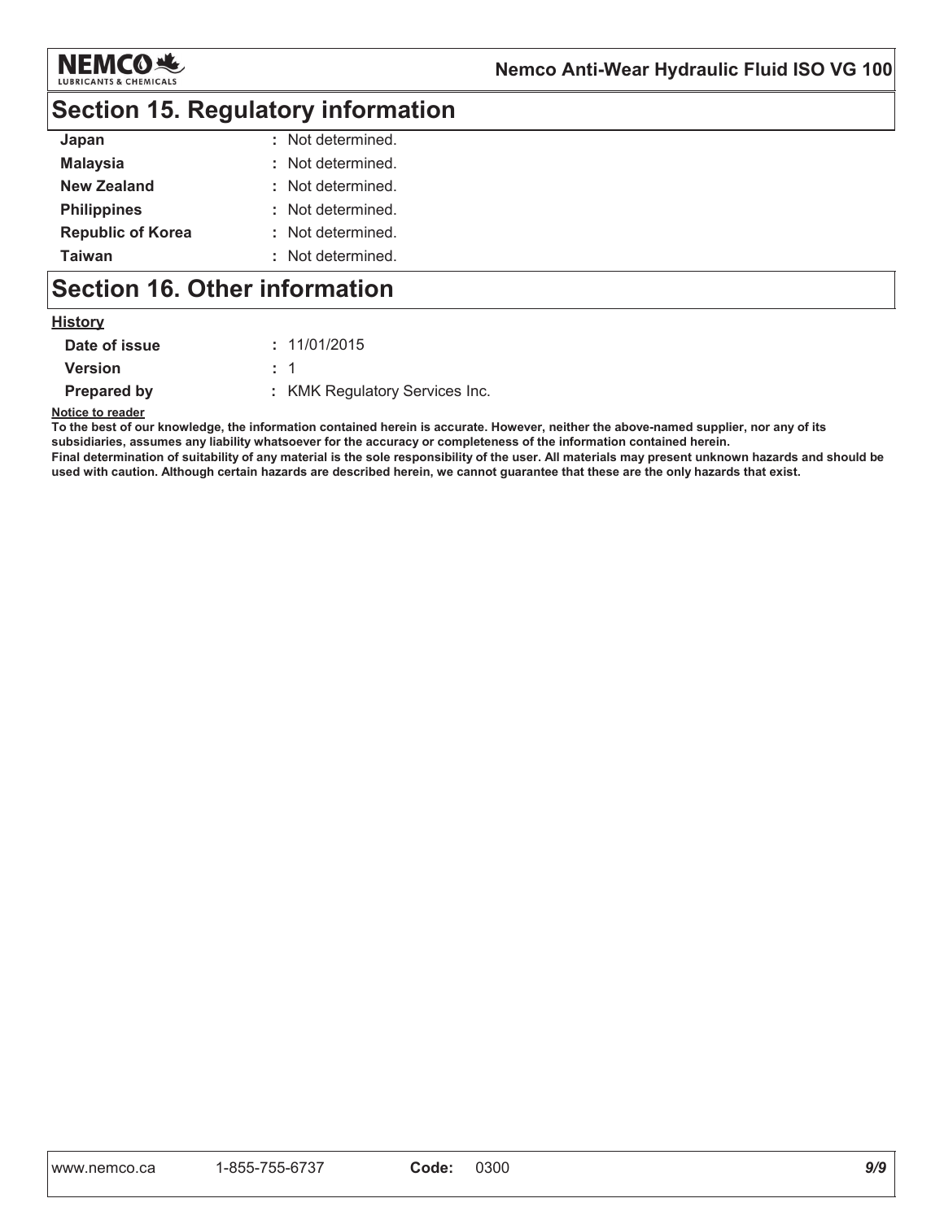## Section 15. Regulatory information

| | |
|---|---|
| **Japan** | : Not determined. |
| **Malaysia** | : Not determined. |
| **New Zealand** | : Not determined. |
| **Philippines** | : Not determined. |
| **Republic of Korea** | : Not determined. |
| **Taiwan** | : Not determined. |

## Section 16. Other information

**History**

| | |
|---|---|
| **Date of issue** | : 11/01/2015 |
| **Version** | : 1 |
| **Prepared by** | : KMK Regulatory Services Inc. |

**Notice to reader**

**To the best of our knowledge, the information contained herein is accurate. However, neither the above-named supplier, nor any of its subsidiaries, assumes any liability whatsoever for the accuracy or completeness of the information contained herein.**
**Final determination of suitability of any material is the sole responsibility of the user. All materials may present unknown hazards and should be used with caution. Although certain hazards are described herein, we cannot guarantee that these are the only hazards that exist.**